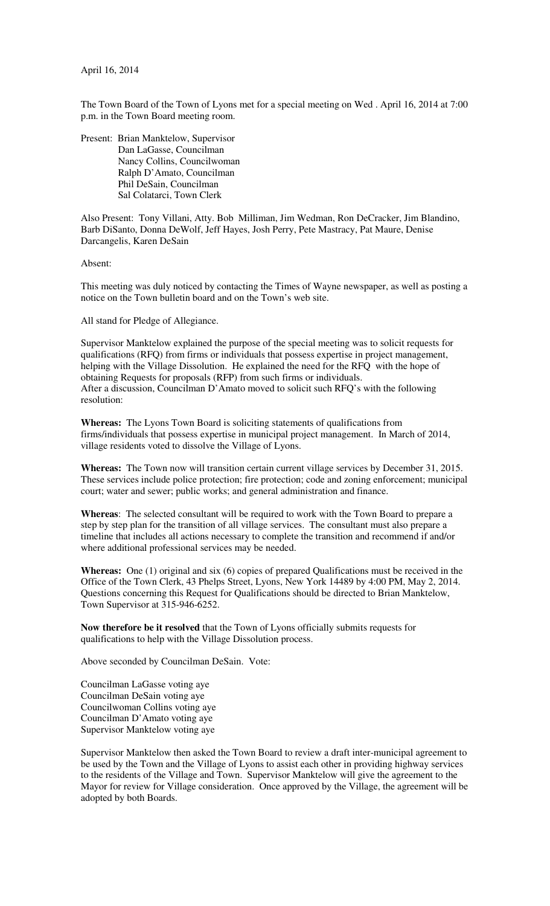April 16, 2014

The Town Board of the Town of Lyons met for a special meeting on Wed . April 16, 2014 at 7:00 p.m. in the Town Board meeting room.

Present: Brian Manktelow, Supervisor
Dan LaGasse, Councilman
Nancy Collins, Councilwoman
Ralph D'Amato, Councilman
Phil DeSain, Councilman
Sal Colatarci, Town Clerk

Also Present: Tony Villani, Atty. Bob Milliman, Jim Wedman, Ron DeCracker, Jim Blandino, Barb DiSanto, Donna DeWolf, Jeff Hayes, Josh Perry, Pete Mastracy, Pat Maure, Denise Darcangelis, Karen DeSain

Absent:

This meeting was duly noticed by contacting the Times of Wayne newspaper, as well as posting a notice on the Town bulletin board and on the Town's web site.

All stand for Pledge of Allegiance.

Supervisor Manktelow explained the purpose of the special meeting was to solicit requests for qualifications (RFQ) from firms or individuals that possess expertise in project management, helping with the Village Dissolution. He explained the need for the RFQ with the hope of obtaining Requests for proposals (RFP) from such firms or individuals.
After a discussion, Councilman D'Amato moved to solicit such RFQ's with the following resolution:

**Whereas:** The Lyons Town Board is soliciting statements of qualifications from firms/individuals that possess expertise in municipal project management. In March of 2014, village residents voted to dissolve the Village of Lyons.

**Whereas:** The Town now will transition certain current village services by December 31, 2015. These services include police protection; fire protection; code and zoning enforcement; municipal court; water and sewer; public works; and general administration and finance.

**Whereas**: The selected consultant will be required to work with the Town Board to prepare a step by step plan for the transition of all village services. The consultant must also prepare a timeline that includes all actions necessary to complete the transition and recommend if and/or where additional professional services may be needed.

**Whereas:** One (1) original and six (6) copies of prepared Qualifications must be received in the Office of the Town Clerk, 43 Phelps Street, Lyons, New York 14489 by 4:00 PM, May 2, 2014. Questions concerning this Request for Qualifications should be directed to Brian Manktelow, Town Supervisor at 315-946-6252.

**Now therefore be it resolved** that the Town of Lyons officially submits requests for qualifications to help with the Village Dissolution process.

Above seconded by Councilman DeSain. Vote:

Councilman LaGasse voting aye
Councilman DeSain voting aye
Councilwoman Collins voting aye
Councilman D'Amato voting aye
Supervisor Manktelow voting aye

Supervisor Manktelow then asked the Town Board to review a draft inter-municipal agreement to be used by the Town and the Village of Lyons to assist each other in providing highway services to the residents of the Village and Town. Supervisor Manktelow will give the agreement to the Mayor for review for Village consideration. Once approved by the Village, the agreement will be adopted by both Boards.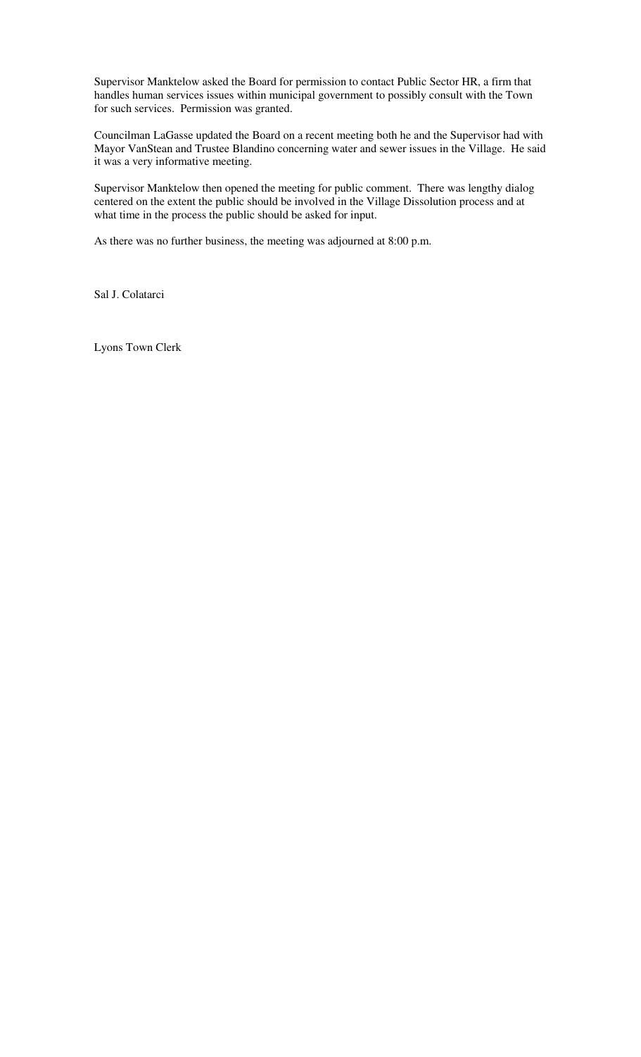Supervisor Manktelow asked the Board for permission to contact Public Sector HR, a firm that handles human services issues within municipal government to possibly consult with the Town for such services. Permission was granted.

Councilman LaGasse updated the Board on a recent meeting both he and the Supervisor had with Mayor VanStean and Trustee Blandino concerning water and sewer issues in the Village. He said it was a very informative meeting.

Supervisor Manktelow then opened the meeting for public comment. There was lengthy dialog centered on the extent the public should be involved in the Village Dissolution process and at what time in the process the public should be asked for input.

As there was no further business, the meeting was adjourned at 8:00 p.m.

Sal J. Colatarci

Lyons Town Clerk